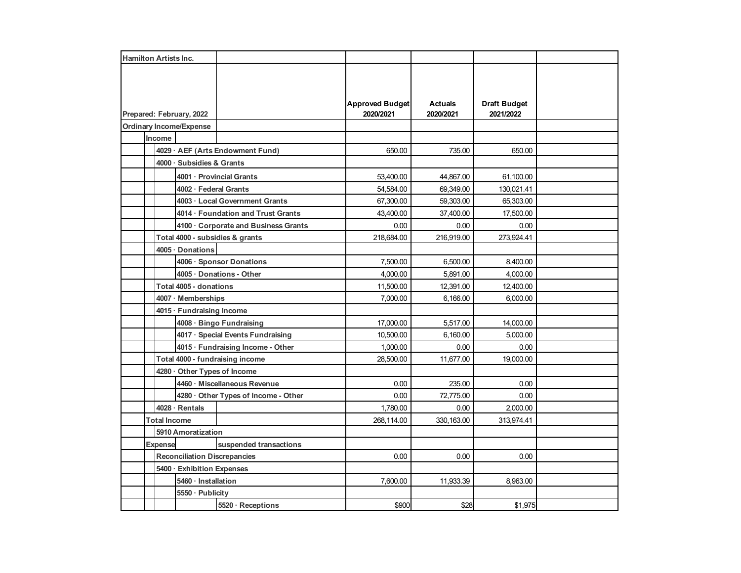| Hamilton Artists Inc. | | | | |
|---|---|---|---|---|
| Prepared: February, 2022 | Approved Budget 2020/2021 | Actuals 2020/2021 | Draft Budget 2021/2022 | |
| **Ordinary Income/Expense** | | | | |
| **Income** | | | | |
| 4029 · AEF (Arts Endowment Fund) | 650.00 | 735.00 | 650.00 | |
| 4000 · Subsidies & Grants | | | | |
| 4001 · Provincial Grants | 53,400.00 | 44,867.00 | 61,100.00 | |
| 4002 · Federal Grants | 54,584.00 | 69,349.00 | 130,021.41 | |
| 4003 · Local Government Grants | 67,300.00 | 59,303.00 | 65,303.00 | |
| 4014 · Foundation and Trust Grants | 43,400.00 | 37,400.00 | 17,500.00 | |
| 4100 · Corporate and Business Grants | 0.00 | 0.00 | 0.00 | |
| Total 4000 - subsidies & grants | 218,684.00 | 216,919.00 | 273,924.41 | |
| 4005 · Donations | | | | |
| 4006 · Sponsor Donations | 7,500.00 | 6,500.00 | 8,400.00 | |
| 4005 · Donations - Other | 4,000.00 | 5,891.00 | 4,000.00 | |
| Total 4005 - donations | 11,500.00 | 12,391.00 | 12,400.00 | |
| 4007 · Memberships | 7,000.00 | 6,166.00 | 6,000.00 | |
| 4015 · Fundraising Income | | | | |
| 4008 · Bingo Fundraising | 17,000.00 | 5,517.00 | 14,000.00 | |
| 4017 · Special Events Fundraising | 10,500.00 | 6,160.00 | 5,000.00 | |
| 4015 · Fundraising Income - Other | 1,000.00 | 0.00 | 0.00 | |
| Total 4000 - fundraising income | 28,500.00 | 11,677.00 | 19,000.00 | |
| 4280 · Other Types of Income | | | | |
| 4460 · Miscellaneous Revenue | 0.00 | 235.00 | 0.00 | |
| 4280 · Other Types of Income - Other | 0.00 | 72,775.00 | 0.00 | |
| 4028 · Rentals | 1,780.00 | 0.00 | 2,000.00 | |
| **Total Income** | 268,114.00 | 330,163.00 | 313,974.41 | |
| 5910 Amoratization | | | | |
| **Expense** suspended transactions | | | | |
| Reconciliation Discrepancies | 0.00 | 0.00 | 0.00 | |
| 5400 · Exhibition Expenses | | | | |
| 5460 · Installation | 7,600.00 | 11,933.39 | 8,963.00 | |
| 5550 · Publicity | | | | |
| 5520 · Receptions | $900 | $28 | $1,975 | |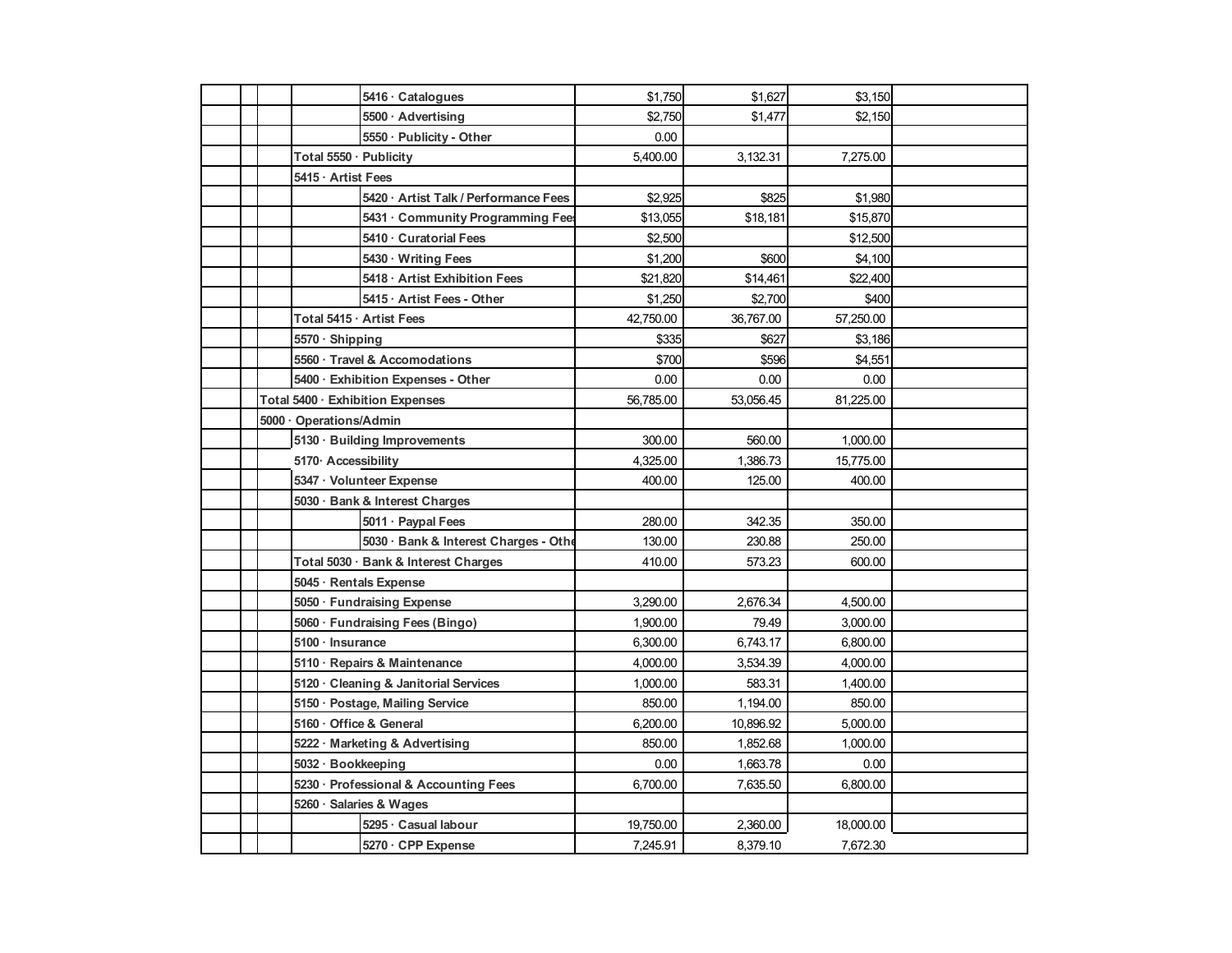| | | | | | | | | |
|---|---|---|---|---|---|---|---|---|
| | | | | 5416 · Catalogues | $1,750 | $1,627 | $3,150 | |
| | | | | 5500 · Advertising | $2,750 | $1,477 | $2,150 | |
| | | | | 5550 · Publicity - Other | 0.00 | | | |
| | | | Total 5550 · Publicity | | 5,400.00 | 3,132.31 | 7,275.00 | |
| | | | 5415 · Artist Fees | | | | | |
| | | | | 5420 · Artist Talk / Performance Fees | $2,925 | $825 | $1,980 | |
| | | | | 5431 · Community Programming Fees | $13,055 | $18,181 | $15,870 | |
| | | | | 5410 · Curatorial Fees | $2,500 | | $12,500 | |
| | | | | 5430 · Writing Fees | $1,200 | $600 | $4,100 | |
| | | | | 5418 · Artist Exhibition Fees | $21,820 | $14,461 | $22,400 | |
| | | | | 5415 · Artist Fees - Other | $1,250 | $2,700 | $400 | |
| | | | Total 5415 · Artist Fees | | 42,750.00 | 36,767.00 | 57,250.00 | |
| | | | 5570 · Shipping | | $335 | $627 | $3,186 | |
| | | | 5560 · Travel & Accomodations | | $700 | $596 | $4,551 | |
| | | | 5400 · Exhibition Expenses - Other | | 0.00 | 0.00 | 0.00 | |
| | | Total 5400 · Exhibition Expenses | | | 56,785.00 | 53,056.45 | 81,225.00 | |
| | | 5000 · Operations/Admin | | | | | | |
| | | | 5130 · Building Improvements | | 300.00 | 560.00 | 1,000.00 | |
| | | | 5170· Accessibility | | 4,325.00 | 1,386.73 | 15,775.00 | |
| | | | 5347 · Volunteer Expense | | 400.00 | 125.00 | 400.00 | |
| | | | 5030 · Bank & Interest Charges | | | | | |
| | | | | 5011 · Paypal Fees | 280.00 | 342.35 | 350.00 | |
| | | | | 5030 · Bank & Interest Charges - Other | 130.00 | 230.88 | 250.00 | |
| | | | Total 5030 · Bank & Interest Charges | | 410.00 | 573.23 | 600.00 | |
| | | | 5045 · Rentals Expense | | | | | |
| | | | 5050 · Fundraising Expense | | 3,290.00 | 2,676.34 | 4,500.00 | |
| | | | 5060 · Fundraising Fees (Bingo) | | 1,900.00 | 79.49 | 3,000.00 | |
| | | | 5100 · Insurance | | 6,300.00 | 6,743.17 | 6,800.00 | |
| | | | 5110 · Repairs & Maintenance | | 4,000.00 | 3,534.39 | 4,000.00 | |
| | | | 5120 · Cleaning & Janitorial Services | | 1,000.00 | 583.31 | 1,400.00 | |
| | | | 5150 · Postage, Mailing Service | | 850.00 | 1,194.00 | 850.00 | |
| | | | 5160 · Office & General | | 6,200.00 | 10,896.92 | 5,000.00 | |
| | | | 5222 · Marketing & Advertising | | 850.00 | 1,852.68 | 1,000.00 | |
| | | | 5032 · Bookkeeping | | 0.00 | 1,663.78 | 0.00 | |
| | | | 5230 · Professional & Accounting Fees | | 6,700.00 | 7,635.50 | 6,800.00 | |
| | | | 5260 · Salaries & Wages | | | | | |
| | | | | 5295 · Casual labour | 19,750.00 | 2,360.00 | 18,000.00 | |
| | | | | 5270 · CPP Expense | 7,245.91 | 8,379.10 | 7,672.30 | |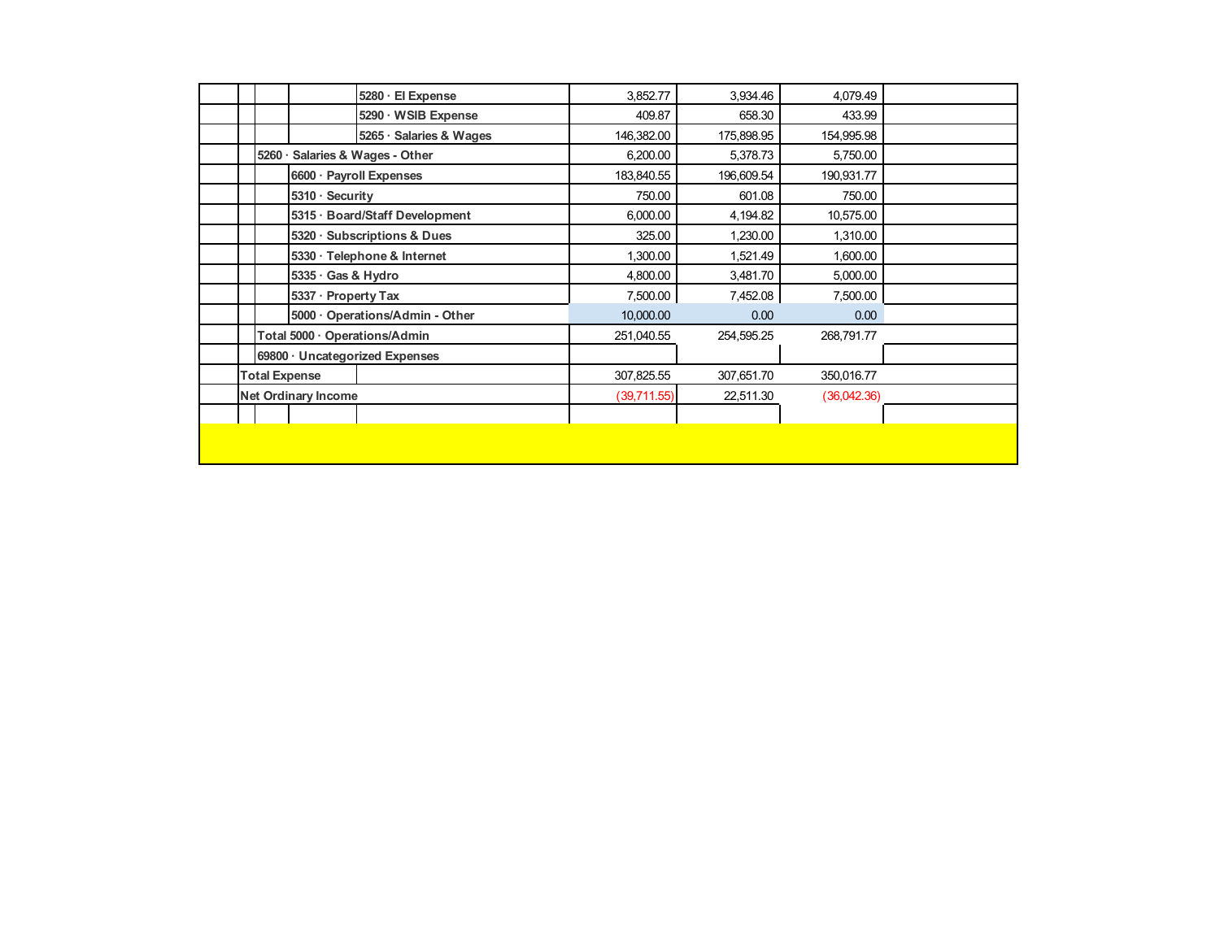| | | | |
|---|---|---|---|
| 5280 · EI Expense | 3,852.77 | 3,934.46 | 4,079.49 |
| 5290 · WSIB Expense | 409.87 | 658.30 | 433.99 |
| 5265 · Salaries & Wages | 146,382.00 | 175,898.95 | 154,995.98 |
| 5260 · Salaries & Wages - Other | 6,200.00 | 5,378.73 | 5,750.00 |
| 6600 · Payroll Expenses | 183,840.55 | 196,609.54 | 190,931.77 |
| 5310 · Security | 750.00 | 601.08 | 750.00 |
| 5315 · Board/Staff Development | 6,000.00 | 4,194.82 | 10,575.00 |
| 5320 · Subscriptions & Dues | 325.00 | 1,230.00 | 1,310.00 |
| 5330 · Telephone & Internet | 1,300.00 | 1,521.49 | 1,600.00 |
| 5335 · Gas & Hydro | 4,800.00 | 3,481.70 | 5,000.00 |
| 5337 · Property Tax | 7,500.00 | 7,452.08 | 7,500.00 |
| 5000 · Operations/Admin - Other | 10,000.00 | 0.00 | 0.00 |
| Total 5000 · Operations/Admin | 251,040.55 | 254,595.25 | 268,791.77 |
| 69800 · Uncategorized Expenses | | | |
| Total Expense | 307,825.55 | 307,651.70 | 350,016.77 |
| Net Ordinary Income | (39,711.55) | 22,511.30 | (36,042.36) |